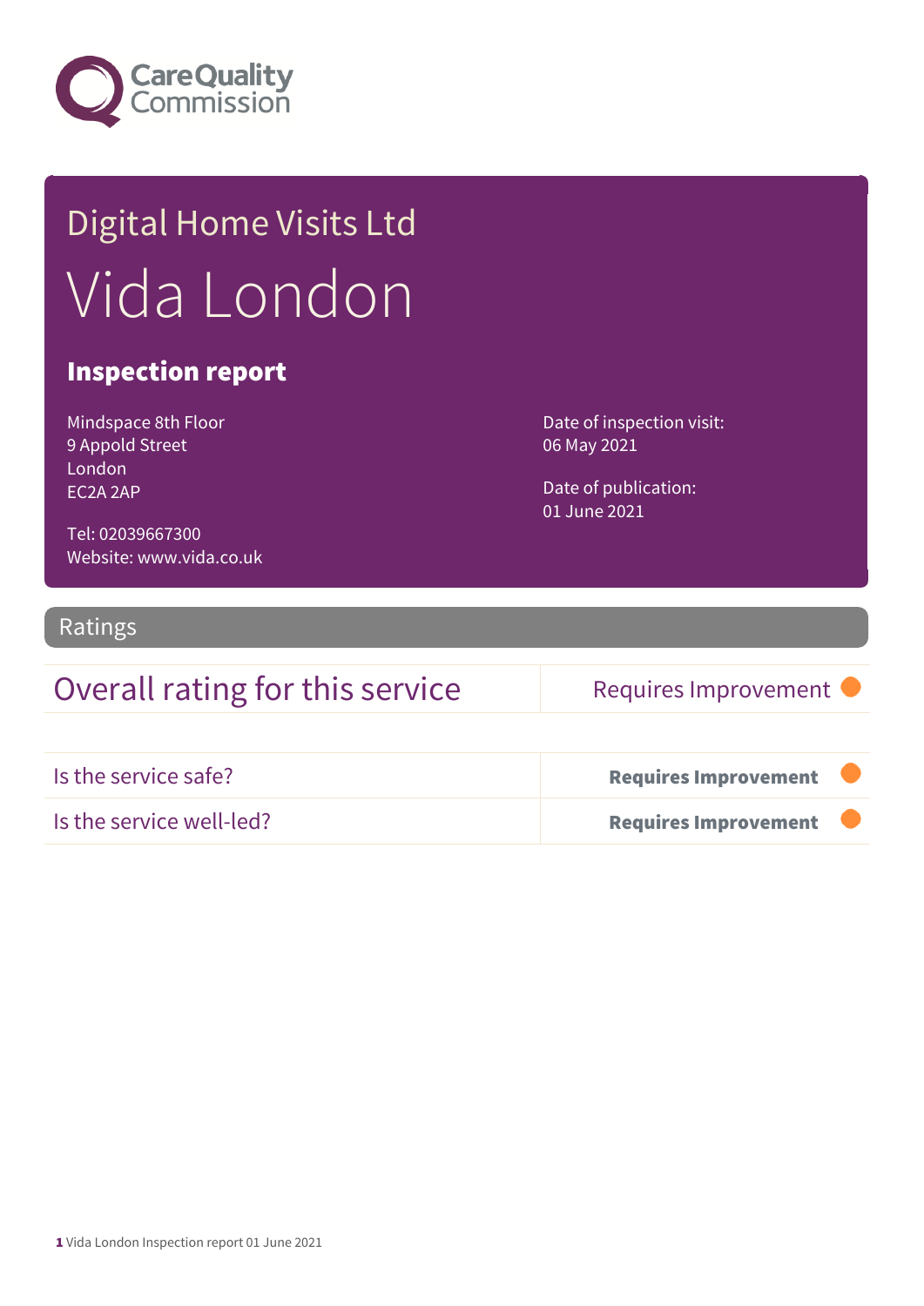Care Quality Commission

# Digital Home Visits Ltd

# Vida London

## Inspection report

Mindspace 8th Floor
9 Appold Street
London
EC2A 2AP

Tel: 02039667300
Website: www.vida.co.uk

Date of inspection visit:
06 May 2021

Date of publication:
01 June 2021

## Ratings

| Overall rating for this service | Requires Improvement |
|---|---|
| Is the service safe? | **Requires Improvement** |
| Is the service well-led? | **Requires Improvement** |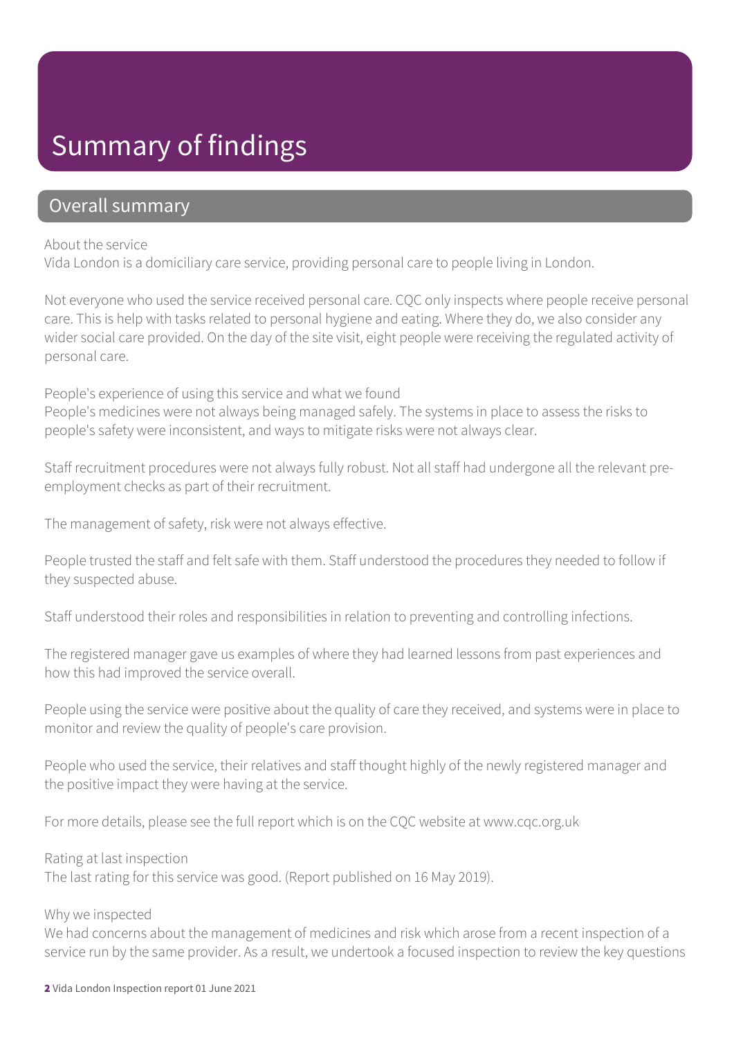# Summary of findings

## Overall summary

About the service
Vida London is a domiciliary care service, providing personal care to people living in London.

Not everyone who used the service received personal care. CQC only inspects where people receive personal care. This is help with tasks related to personal hygiene and eating. Where they do, we also consider any wider social care provided. On the day of the site visit, eight people were receiving the regulated activity of personal care.

People's experience of using this service and what we found
People's medicines were not always being managed safely. The systems in place to assess the risks to people's safety were inconsistent, and ways to mitigate risks were not always clear.

Staff recruitment procedures were not always fully robust. Not all staff had undergone all the relevant pre-employment checks as part of their recruitment.

The management of safety, risk were not always effective.

People trusted the staff and felt safe with them. Staff understood the procedures they needed to follow if they suspected abuse.

Staff understood their roles and responsibilities in relation to preventing and controlling infections.

The registered manager gave us examples of where they had learned lessons from past experiences and how this had improved the service overall.

People using the service were positive about the quality of care they received, and systems were in place to monitor and review the quality of people's care provision.

People who used the service, their relatives and staff thought highly of the newly registered manager and the positive impact they were having at the service.

For more details, please see the full report which is on the CQC website at www.cqc.org.uk

Rating at last inspection
The last rating for this service was good. (Report published on 16 May 2019).

Why we inspected
We had concerns about the management of medicines and risk which arose from a recent inspection of a service run by the same provider. As a result, we undertook a focused inspection to review the key questions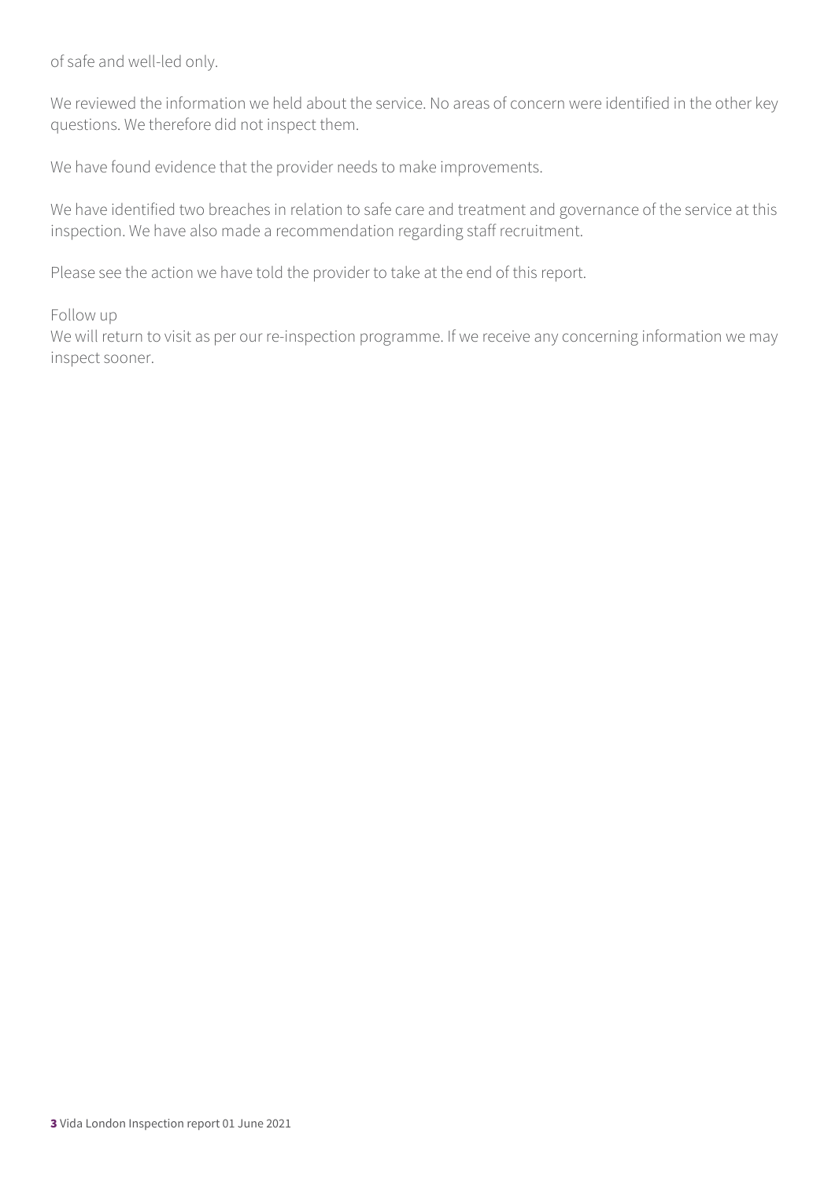of safe and well-led only.

We reviewed the information we held about the service. No areas of concern were identified in the other key questions. We therefore did not inspect them.

We have found evidence that the provider needs to make improvements.

We have identified two breaches in relation to safe care and treatment and governance of the service at this inspection. We have also made a recommendation regarding staff recruitment.

Please see the action we have told the provider to take at the end of this report.

Follow up

We will return to visit as per our re-inspection programme. If we receive any concerning information we may inspect sooner.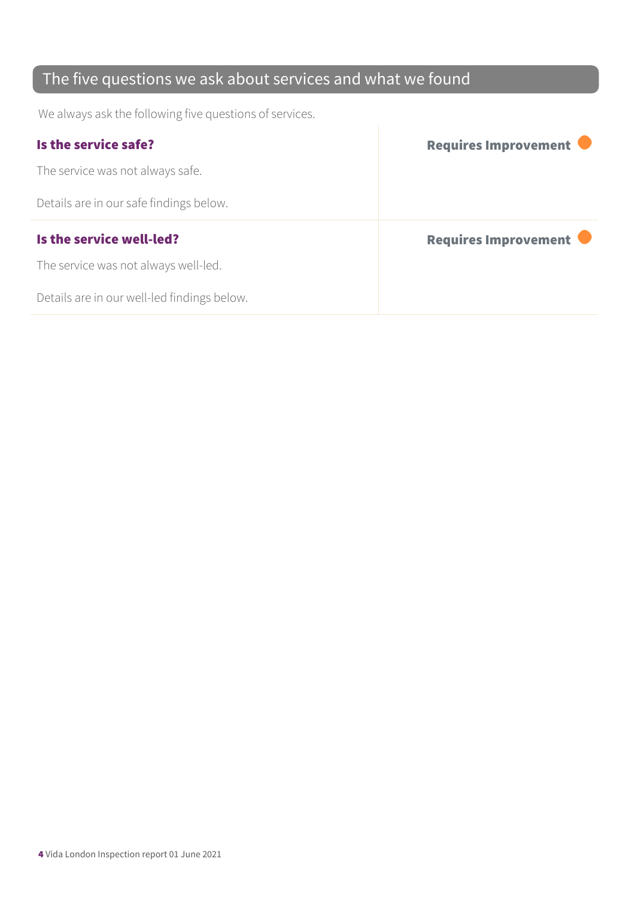## The five questions we ask about services and what we found

We always ask the following five questions of services.

| | |
|---|---|
| **Is the service safe?**<br><br>The service was not always safe.<br><br>Details are in our safe findings below. | **Requires Improvement** |
| **Is the service well-led?**<br><br>The service was not always well-led.<br><br>Details are in our well-led findings below. | **Requires Improvement** |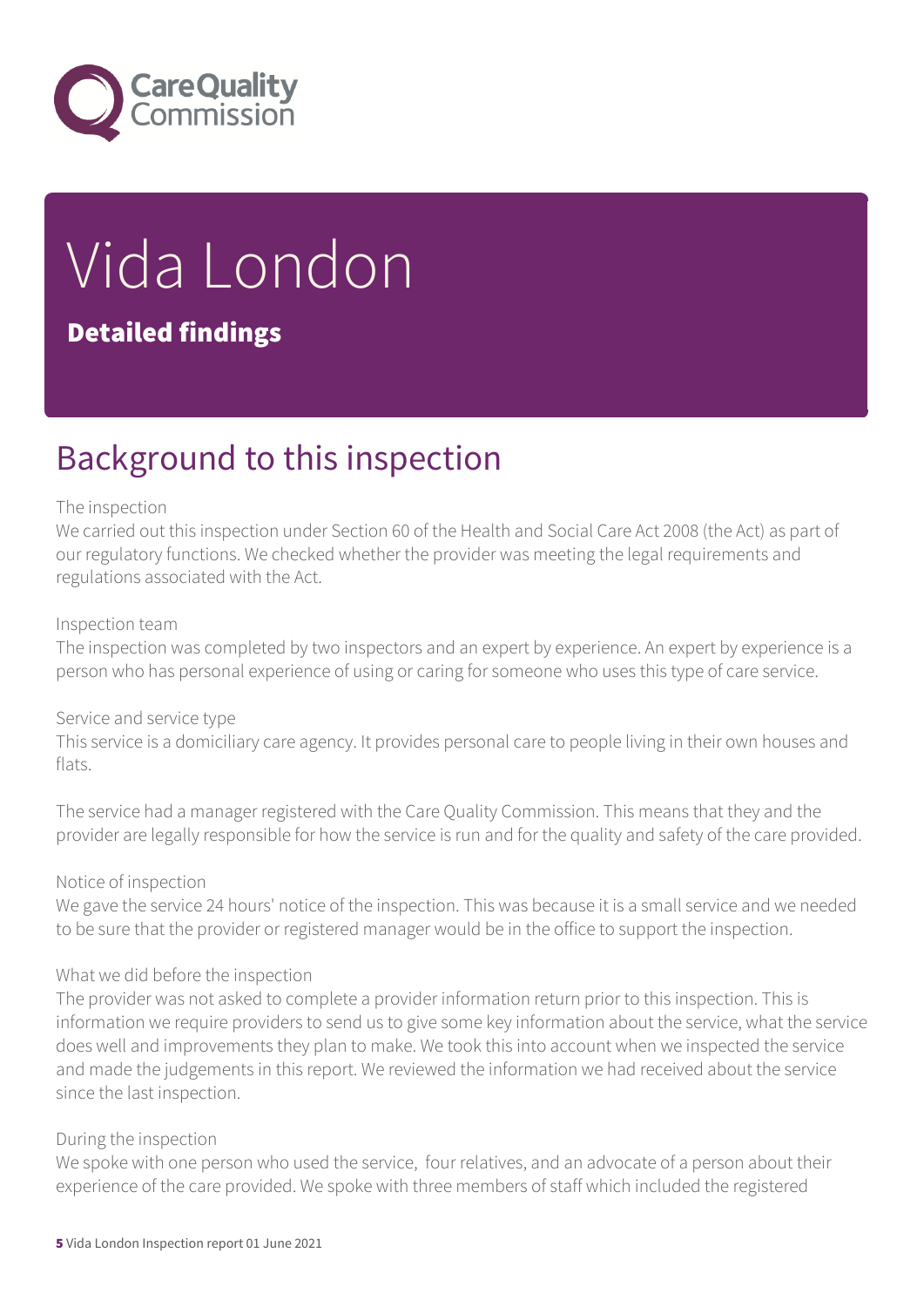# Vida London

## Detailed findings

## Background to this inspection

The inspection

We carried out this inspection under Section 60 of the Health and Social Care Act 2008 (the Act) as part of our regulatory functions. We checked whether the provider was meeting the legal requirements and regulations associated with the Act.

Inspection team

The inspection was completed by two inspectors and an expert by experience. An expert by experience is a person who has personal experience of using or caring for someone who uses this type of care service.

Service and service type

This service is a domiciliary care agency. It provides personal care to people living in their own houses and flats.

The service had a manager registered with the Care Quality Commission. This means that they and the provider are legally responsible for how the service is run and for the quality and safety of the care provided.

Notice of inspection

We gave the service 24 hours' notice of the inspection. This was because it is a small service and we needed to be sure that the provider or registered manager would be in the office to support the inspection.

What we did before the inspection

The provider was not asked to complete a provider information return prior to this inspection. This is information we require providers to send us to give some key information about the service, what the service does well and improvements they plan to make. We took this into account when we inspected the service and made the judgements in this report. We reviewed the information we had received about the service since the last inspection.

During the inspection

We spoke with one person who used the service, four relatives, and an advocate of a person about their experience of the care provided. We spoke with three members of staff which included the registered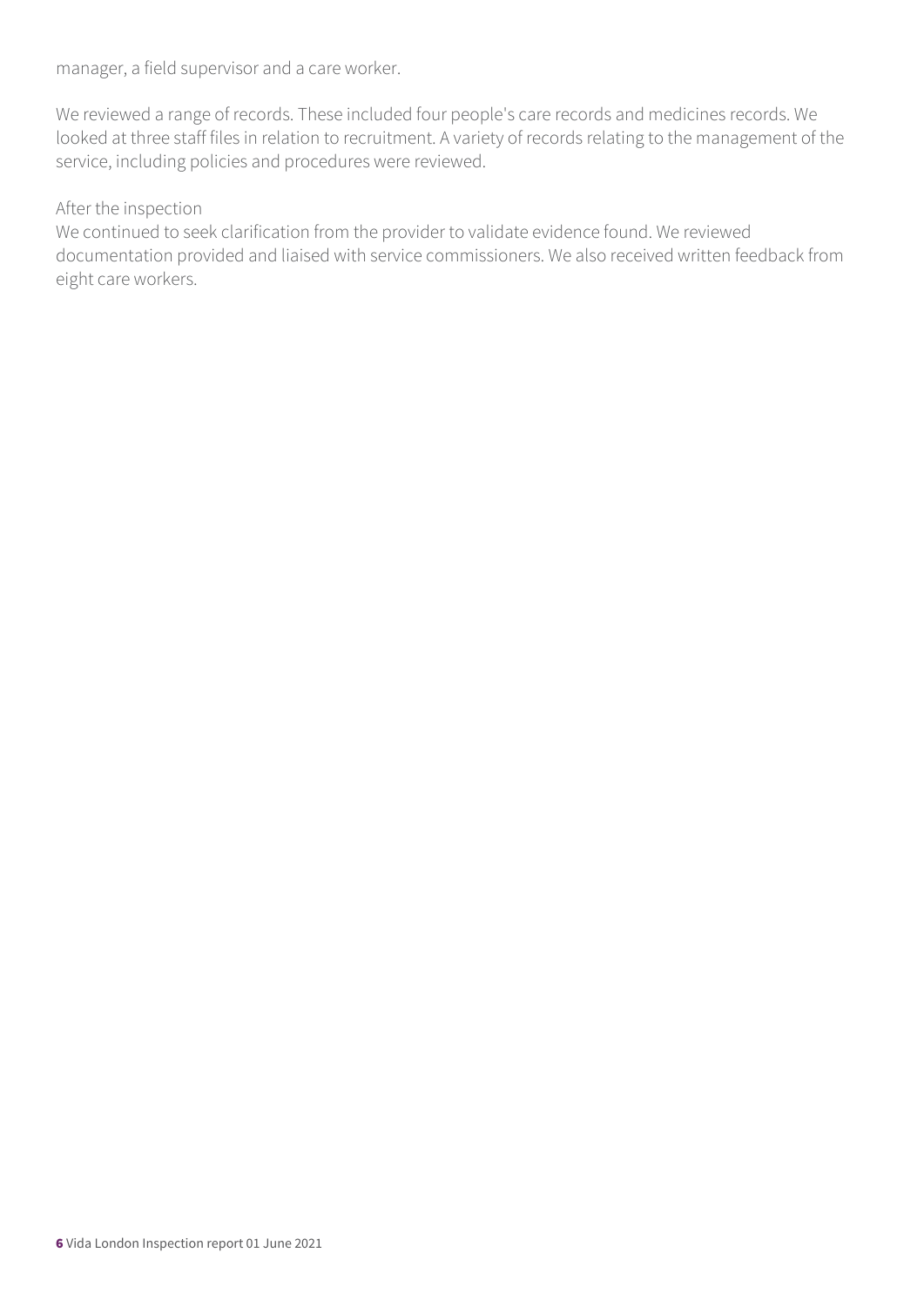manager, a field supervisor and a care worker.

We reviewed a range of records. These included four people's care records and medicines records. We looked at three staff files in relation to recruitment. A variety of records relating to the management of the service, including policies and procedures were reviewed.

After the inspection

We continued to seek clarification from the provider to validate evidence found. We reviewed documentation provided and liaised with service commissioners. We also received written feedback from eight care workers.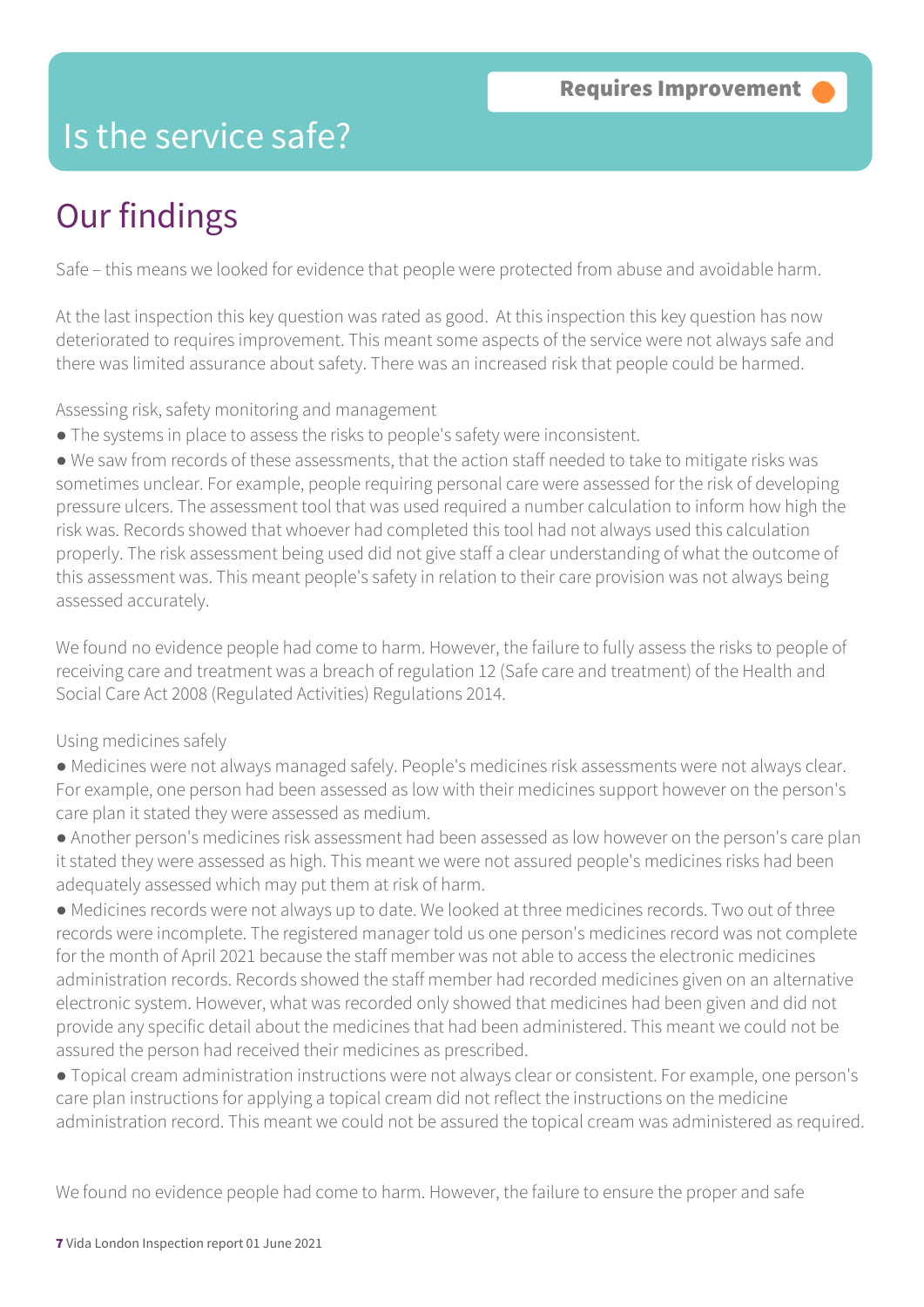# Is the service safe?

**Requires Improvement**

## Our findings

Safe – this means we looked for evidence that people were protected from abuse and avoidable harm.

At the last inspection this key question was rated as good. At this inspection this key question has now deteriorated to requires improvement. This meant some aspects of the service were not always safe and there was limited assurance about safety. There was an increased risk that people could be harmed.

Assessing risk, safety monitoring and management

- The systems in place to assess the risks to people's safety were inconsistent.
- We saw from records of these assessments, that the action staff needed to take to mitigate risks was sometimes unclear. For example, people requiring personal care were assessed for the risk of developing pressure ulcers. The assessment tool that was used required a number calculation to inform how high the risk was. Records showed that whoever had completed this tool had not always used this calculation properly. The risk assessment being used did not give staff a clear understanding of what the outcome of this assessment was. This meant people's safety in relation to their care provision was not always being assessed accurately.

We found no evidence people had come to harm. However, the failure to fully assess the risks to people of receiving care and treatment was a breach of regulation 12 (Safe care and treatment) of the Health and Social Care Act 2008 (Regulated Activities) Regulations 2014.

Using medicines safely

- Medicines were not always managed safely. People's medicines risk assessments were not always clear. For example, one person had been assessed as low with their medicines support however on the person's care plan it stated they were assessed as medium.
- Another person's medicines risk assessment had been assessed as low however on the person's care plan it stated they were assessed as high. This meant we were not assured people's medicines risks had been adequately assessed which may put them at risk of harm.
- Medicines records were not always up to date. We looked at three medicines records. Two out of three records were incomplete. The registered manager told us one person's medicines record was not complete for the month of April 2021 because the staff member was not able to access the electronic medicines administration records. Records showed the staff member had recorded medicines given on an alternative electronic system. However, what was recorded only showed that medicines had been given and did not provide any specific detail about the medicines that had been administered. This meant we could not be assured the person had received their medicines as prescribed.
- Topical cream administration instructions were not always clear or consistent. For example, one person's care plan instructions for applying a topical cream did not reflect the instructions on the medicine administration record. This meant we could not be assured the topical cream was administered as required.

We found no evidence people had come to harm. However, the failure to ensure the proper and safe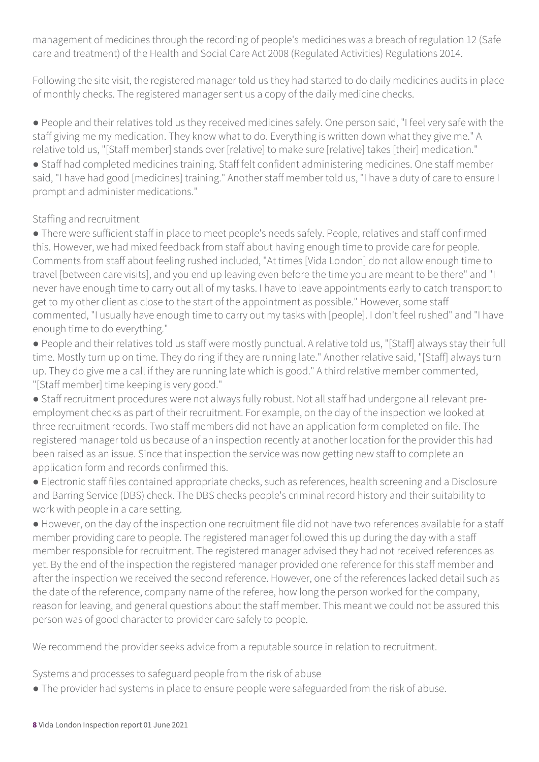management of medicines through the recording of people's medicines was a breach of regulation 12 (Safe care and treatment) of the Health and Social Care Act 2008 (Regulated Activities) Regulations 2014.

Following the site visit, the registered manager told us they had started to do daily medicines audits in place of monthly checks. The registered manager sent us a copy of the daily medicine checks.

- People and their relatives told us they received medicines safely. One person said, "I feel very safe with the staff giving me my medication. They know what to do. Everything is written down what they give me." A relative told us, "[Staff member] stands over [relative] to make sure [relative] takes [their] medication."
- Staff had completed medicines training. Staff felt confident administering medicines. One staff member said, "I have had good [medicines] training." Another staff member told us, "I have a duty of care to ensure I prompt and administer medications."

Staffing and recruitment

- There were sufficient staff in place to meet people's needs safely. People, relatives and staff confirmed this. However, we had mixed feedback from staff about having enough time to provide care for people. Comments from staff about feeling rushed included, "At times [Vida London] do not allow enough time to travel [between care visits], and you end up leaving even before the time you are meant to be there" and "I never have enough time to carry out all of my tasks. I have to leave appointments early to catch transport to get to my other client as close to the start of the appointment as possible." However, some staff commented, "I usually have enough time to carry out my tasks with [people]. I don't feel rushed" and "I have enough time to do everything."
- People and their relatives told us staff were mostly punctual. A relative told us, "[Staff] always stay their full time. Mostly turn up on time. They do ring if they are running late." Another relative said, "[Staff] always turn up. They do give me a call if they are running late which is good." A third relative member commented, "[Staff member] time keeping is very good."
- Staff recruitment procedures were not always fully robust. Not all staff had undergone all relevant pre-employment checks as part of their recruitment. For example, on the day of the inspection we looked at three recruitment records. Two staff members did not have an application form completed on file. The registered manager told us because of an inspection recently at another location for the provider this had been raised as an issue. Since that inspection the service was now getting new staff to complete an application form and records confirmed this.
- Electronic staff files contained appropriate checks, such as references, health screening and a Disclosure and Barring Service (DBS) check. The DBS checks people's criminal record history and their suitability to work with people in a care setting.
- However, on the day of the inspection one recruitment file did not have two references available for a staff member providing care to people. The registered manager followed this up during the day with a staff member responsible for recruitment. The registered manager advised they had not received references as yet. By the end of the inspection the registered manager provided one reference for this staff member and after the inspection we received the second reference. However, one of the references lacked detail such as the date of the reference, company name of the referee, how long the person worked for the company, reason for leaving, and general questions about the staff member. This meant we could not be assured this person was of good character to provider care safely to people.

We recommend the provider seeks advice from a reputable source in relation to recruitment.

Systems and processes to safeguard people from the risk of abuse

- The provider had systems in place to ensure people were safeguarded from the risk of abuse.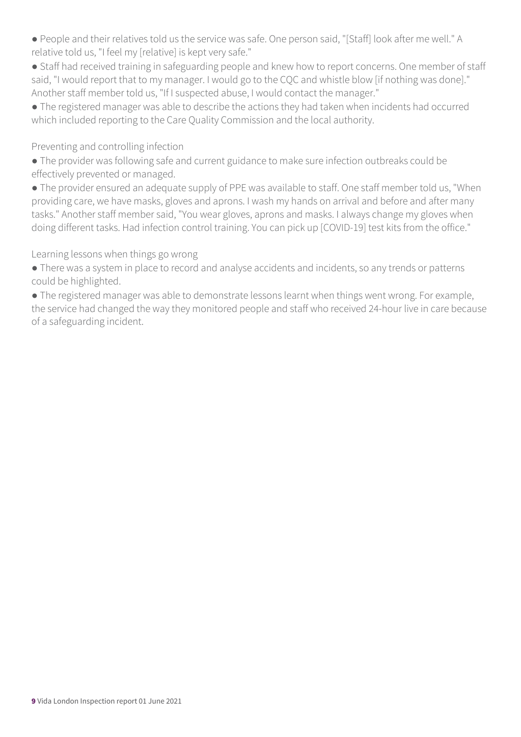- People and their relatives told us the service was safe. One person said, "[Staff] look after me well." A relative told us, "I feel my [relative] is kept very safe."
- Staff had received training in safeguarding people and knew how to report concerns. One member of staff said, "I would report that to my manager. I would go to the CQC and whistle blow [if nothing was done]." Another staff member told us, "If I suspected abuse, I would contact the manager."
- The registered manager was able to describe the actions they had taken when incidents had occurred which included reporting to the Care Quality Commission and the local authority.

### Preventing and controlling infection

- The provider was following safe and current guidance to make sure infection outbreaks could be effectively prevented or managed.
- The provider ensured an adequate supply of PPE was available to staff. One staff member told us, "When providing care, we have masks, gloves and aprons. I wash my hands on arrival and before and after many tasks." Another staff member said, "You wear gloves, aprons and masks. I always change my gloves when doing different tasks. Had infection control training. You can pick up [COVID-19] test kits from the office."

### Learning lessons when things go wrong

- There was a system in place to record and analyse accidents and incidents, so any trends or patterns could be highlighted.
- The registered manager was able to demonstrate lessons learnt when things went wrong. For example, the service had changed the way they monitored people and staff who received 24-hour live in care because of a safeguarding incident.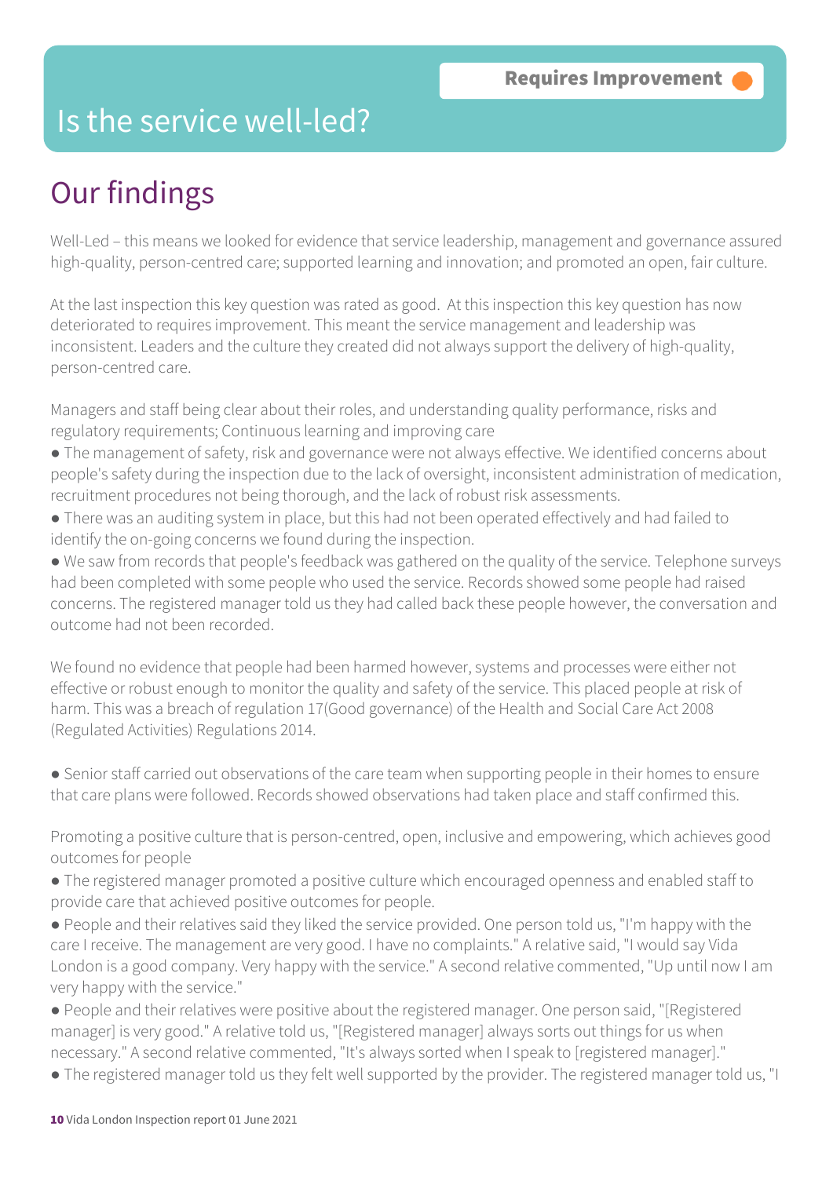Requires Improvement

# Is the service well-led?

## Our findings

Well-Led – this means we looked for evidence that service leadership, management and governance assured high-quality, person-centred care; supported learning and innovation; and promoted an open, fair culture.

At the last inspection this key question was rated as good. At this inspection this key question has now deteriorated to requires improvement. This meant the service management and leadership was inconsistent. Leaders and the culture they created did not always support the delivery of high-quality, person-centred care.

Managers and staff being clear about their roles, and understanding quality performance, risks and regulatory requirements; Continuous learning and improving care

- The management of safety, risk and governance were not always effective. We identified concerns about people's safety during the inspection due to the lack of oversight, inconsistent administration of medication, recruitment procedures not being thorough, and the lack of robust risk assessments.
- There was an auditing system in place, but this had not been operated effectively and had failed to identify the on-going concerns we found during the inspection.
- We saw from records that people's feedback was gathered on the quality of the service. Telephone surveys had been completed with some people who used the service. Records showed some people had raised concerns. The registered manager told us they had called back these people however, the conversation and outcome had not been recorded.

We found no evidence that people had been harmed however, systems and processes were either not effective or robust enough to monitor the quality and safety of the service. This placed people at risk of harm. This was a breach of regulation 17(Good governance) of the Health and Social Care Act 2008 (Regulated Activities) Regulations 2014.

- Senior staff carried out observations of the care team when supporting people in their homes to ensure that care plans were followed. Records showed observations had taken place and staff confirmed this.

Promoting a positive culture that is person-centred, open, inclusive and empowering, which achieves good outcomes for people

- The registered manager promoted a positive culture which encouraged openness and enabled staff to provide care that achieved positive outcomes for people.
- People and their relatives said they liked the service provided. One person told us, "I'm happy with the care I receive. The management are very good. I have no complaints." A relative said, "I would say Vida London is a good company. Very happy with the service." A second relative commented, "Up until now I am very happy with the service."
- People and their relatives were positive about the registered manager. One person said, "[Registered manager] is very good." A relative told us, "[Registered manager] always sorts out things for us when necessary." A second relative commented, "It's always sorted when I speak to [registered manager]."
- The registered manager told us they felt well supported by the provider. The registered manager told us, "I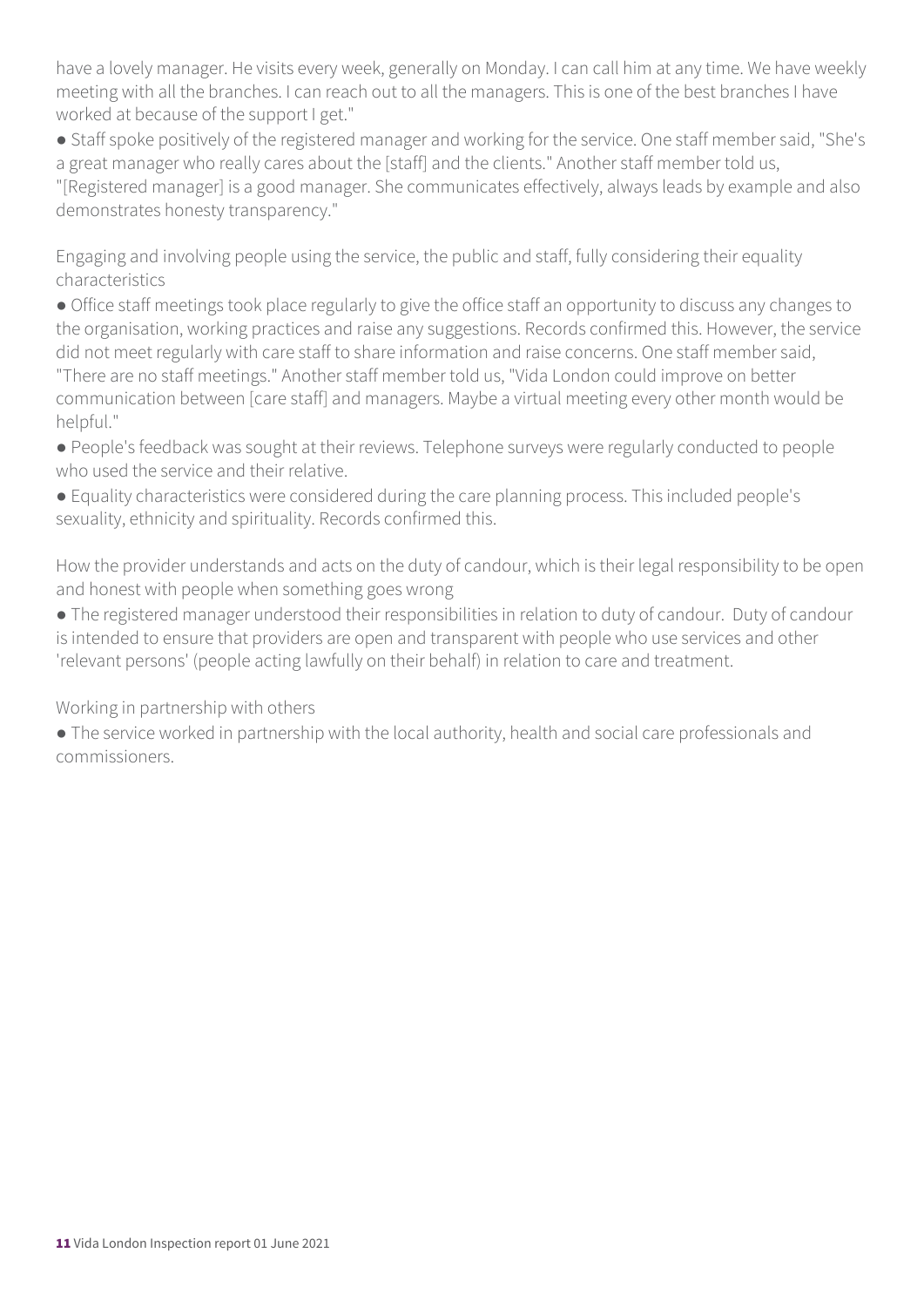have a lovely manager. He visits every week, generally on Monday. I can call him at any time. We have weekly meeting with all the branches. I can reach out to all the managers. This is one of the best branches I have worked at because of the support I get."

● Staff spoke positively of the registered manager and working for the service. One staff member said, "She's a great manager who really cares about the [staff] and the clients." Another staff member told us, "[Registered manager] is a good manager. She communicates effectively, always leads by example and also demonstrates honesty transparency."

Engaging and involving people using the service, the public and staff, fully considering their equality characteristics

● Office staff meetings took place regularly to give the office staff an opportunity to discuss any changes to the organisation, working practices and raise any suggestions. Records confirmed this. However, the service did not meet regularly with care staff to share information and raise concerns. One staff member said, "There are no staff meetings." Another staff member told us, "Vida London could improve on better communication between [care staff] and managers. Maybe a virtual meeting every other month would be helpful."

● People's feedback was sought at their reviews. Telephone surveys were regularly conducted to people who used the service and their relative.

● Equality characteristics were considered during the care planning process. This included people's sexuality, ethnicity and spirituality. Records confirmed this.

How the provider understands and acts on the duty of candour, which is their legal responsibility to be open and honest with people when something goes wrong

● The registered manager understood their responsibilities in relation to duty of candour. Duty of candour is intended to ensure that providers are open and transparent with people who use services and other 'relevant persons' (people acting lawfully on their behalf) in relation to care and treatment.

Working in partnership with others

● The service worked in partnership with the local authority, health and social care professionals and commissioners.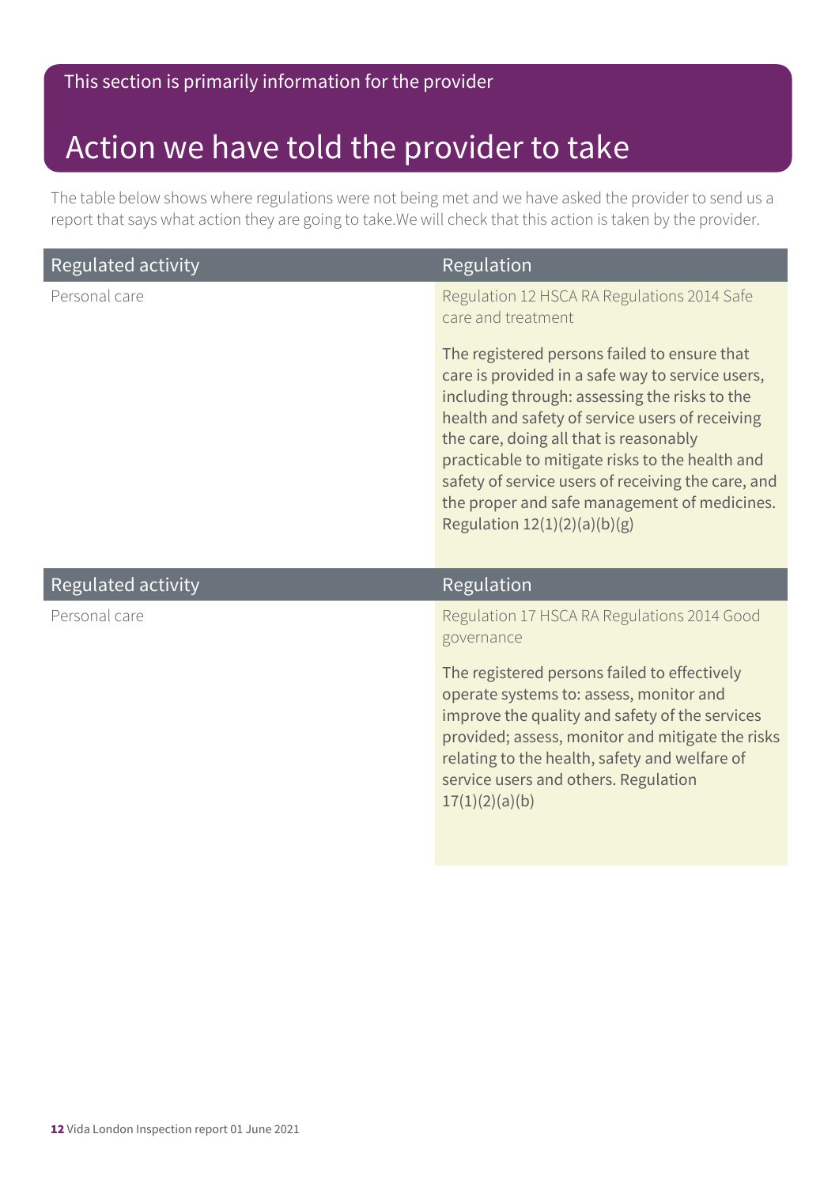This section is primarily information for the provider

# Action we have told the provider to take

The table below shows where regulations were not being met and we have asked the provider to send us a report that says what action they are going to take.We will check that this action is taken by the provider.

| Regulated activity | Regulation |
|---|---|
| Personal care | Regulation 12 HSCA RA Regulations 2014 Safe care and treatment<br><br>The registered persons failed to ensure that care is provided in a safe way to service users, including through: assessing the risks to the health and safety of service users of receiving the care, doing all that is reasonably practicable to mitigate risks to the health and safety of service users of receiving the care, and the proper and safe management of medicines. Regulation 12(1)(2)(a)(b)(g) |

| Regulated activity | Regulation |
|---|---|
| Personal care | Regulation 17 HSCA RA Regulations 2014 Good governance<br><br>The registered persons failed to effectively operate systems to: assess, monitor and improve the quality and safety of the services provided; assess, monitor and mitigate the risks relating to the health, safety and welfare of service users and others. Regulation 17(1)(2)(a)(b) |